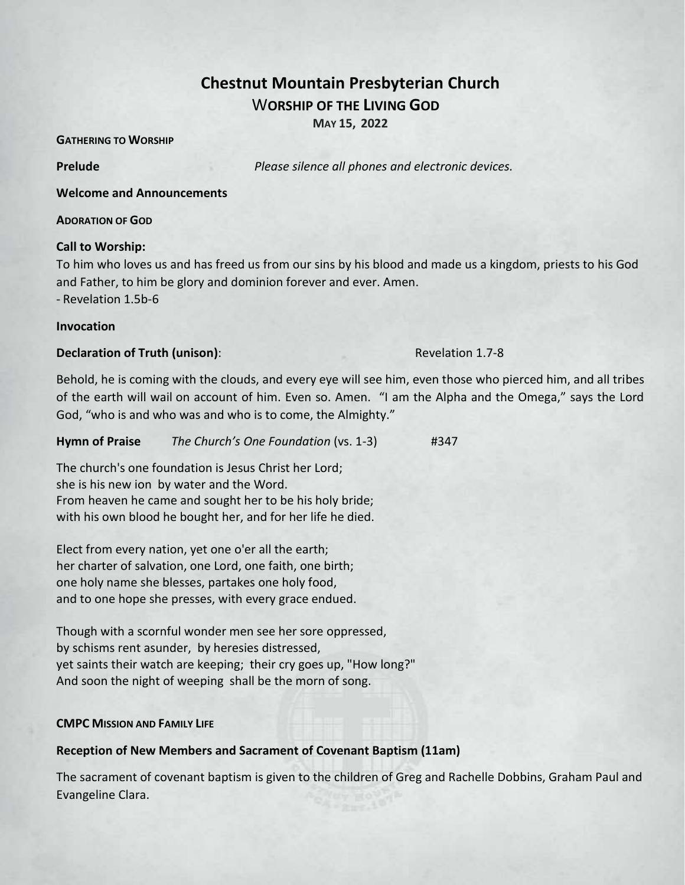# Chestnut Mountain Presbyterian Church

## Worship of the Living God

**May 15, 2022**

**Gathering to Worship**

**Prelude** *Please silence all phones and electronic devices.*

**Welcome and Announcements**

**Adoration of God**

**Call to Worship:**

To him who loves us and has freed us from our sins by his blood and made us a kingdom, priests to his God and Father, to him be glory and dominion forever and ever. Amen.
- Revelation 1.5b-6

**Invocation**

**Declaration of Truth (unison)**: Revelation 1.7-8

Behold, he is coming with the clouds, and every eye will see him, even those who pierced him, and all tribes of the earth will wail on account of him. Even so. Amen. "I am the Alpha and the Omega," says the Lord God, "who is and who was and who is to come, the Almighty."

**Hymn of Praise** *The Church's One Foundation* (vs. 1-3) #347

The church's one foundation is Jesus Christ her Lord;
she is his new ion by water and the Word.
From heaven he came and sought her to be his holy bride;
with his own blood he bought her, and for her life he died.

Elect from every nation, yet one o'er all the earth;
her charter of salvation, one Lord, one faith, one birth;
one holy name she blesses, partakes one holy food,
and to one hope she presses, with every grace endued.

Though with a scornful wonder men see her sore oppressed,
by schisms rent asunder, by heresies distressed,
yet saints their watch are keeping; their cry goes up, "How long?"
And soon the night of weeping shall be the morn of song.

**CMPC Mission and Family Life**

**Reception of New Members and Sacrament of Covenant Baptism (11am)**

The sacrament of covenant baptism is given to the children of Greg and Rachelle Dobbins, Graham Paul and Evangeline Clara.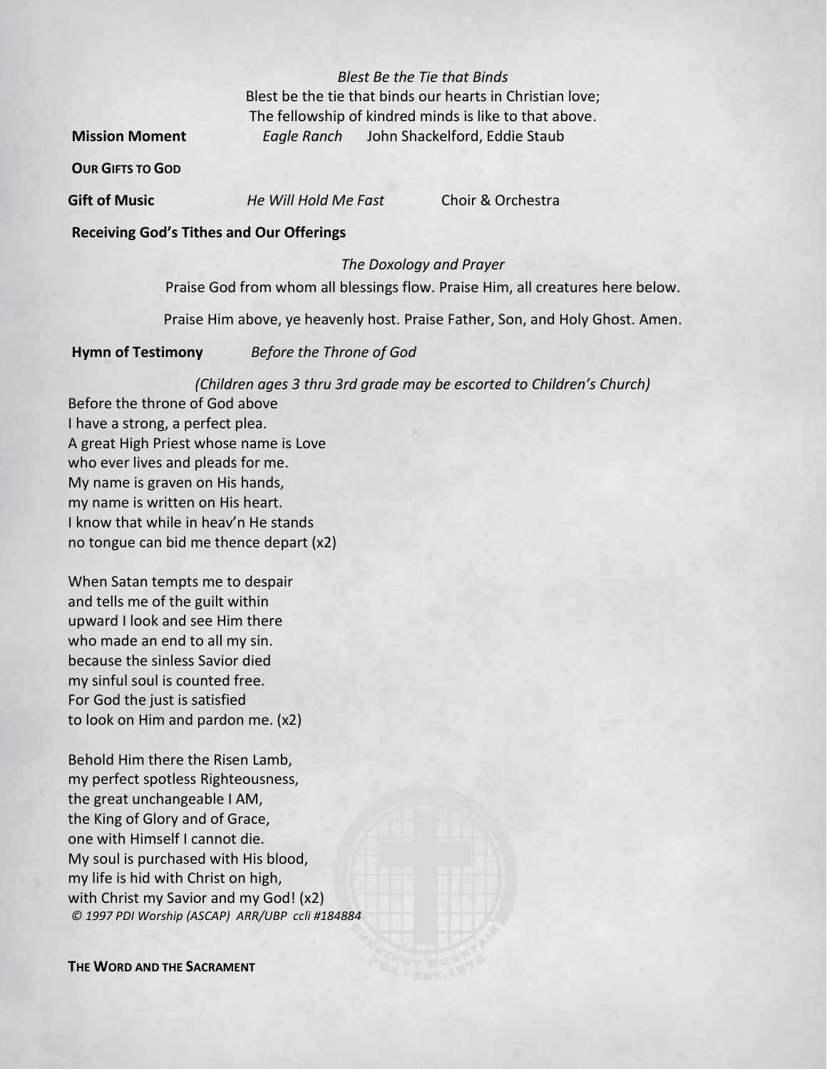*Blest Be the Tie that Binds*

Blest be the tie that binds our hearts in Christian love;
The fellowship of kindred minds is like to that above.

**Mission Moment** *Eagle Ranch* John Shackelford, Eddie Staub

**OUR GIFTS TO GOD**

**Gift of Music** *He Will Hold Me Fast* Choir & Orchestra

**Receiving God's Tithes and Our Offerings**

*The Doxology and Prayer*

Praise God from whom all blessings flow. Praise Him, all creatures here below.

Praise Him above, ye heavenly host. Praise Father, Son, and Holy Ghost. Amen.

**Hymn of Testimony** *Before the Throne of God*

*(Children ages 3 thru 3rd grade may be escorted to Children's Church)*

Before the throne of God above
I have a strong, a perfect plea.
A great High Priest whose name is Love
who ever lives and pleads for me.
My name is graven on His hands,
my name is written on His heart.
I know that while in heav'n He stands
no tongue can bid me thence depart (x2)

When Satan tempts me to despair
and tells me of the guilt within
upward I look and see Him there
who made an end to all my sin.
because the sinless Savior died
my sinful soul is counted free.
For God the just is satisfied
to look on Him and pardon me. (x2)

Behold Him there the Risen Lamb,
my perfect spotless Righteousness,
the great unchangeable I AM,
the King of Glory and of Grace,
one with Himself I cannot die.
My soul is purchased with His blood,
my life is hid with Christ on high,
with Christ my Savior and my God! (x2)

*© 1997 PDI Worship (ASCAP) ARR/UBP ccli #184884*

**THE WORD AND THE SACRAMENT**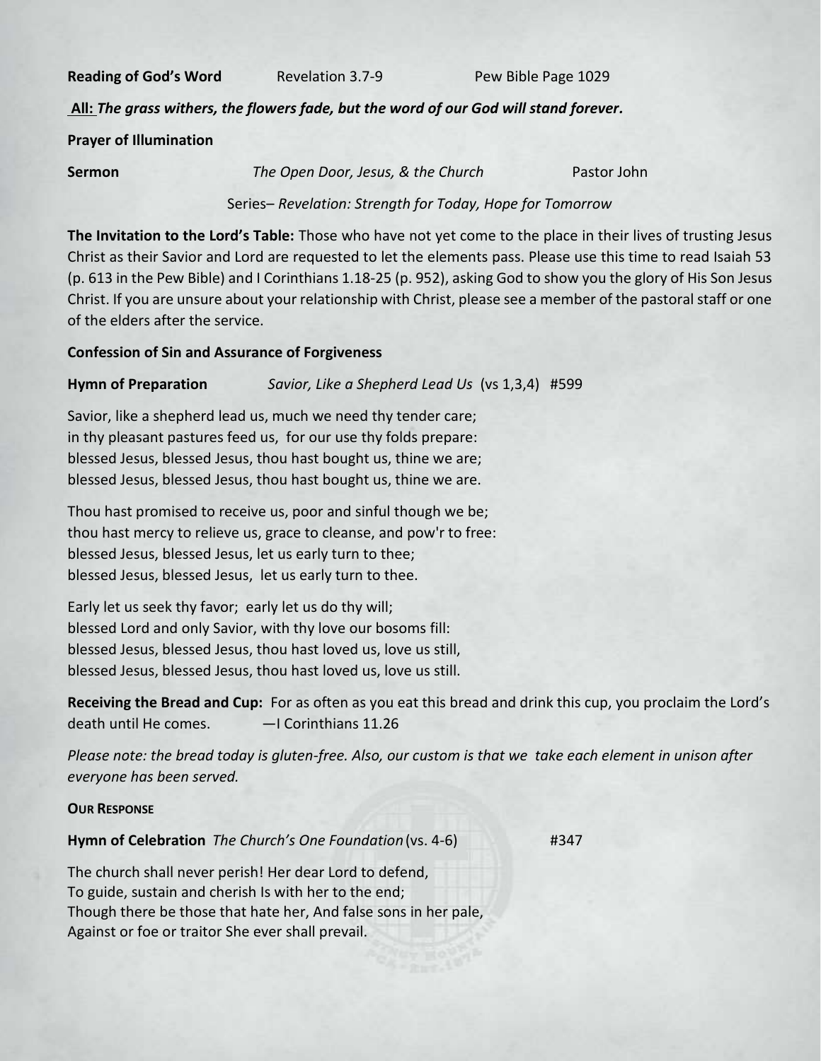**Reading of God's Word** Revelation 3.7-9 Pew Bible Page 1029

**All:** ***The grass withers, the flowers fade, but the word of our God will stand forever.***

**Prayer of Illumination**

**Sermon** *The Open Door, Jesus, & the Church* Pastor John

Series– *Revelation: Strength for Today, Hope for Tomorrow*

**The Invitation to the Lord's Table:** Those who have not yet come to the place in their lives of trusting Jesus Christ as their Savior and Lord are requested to let the elements pass. Please use this time to read Isaiah 53 (p. 613 in the Pew Bible) and I Corinthians 1.18-25 (p. 952), asking God to show you the glory of His Son Jesus Christ. If you are unsure about your relationship with Christ, please see a member of the pastoral staff or one of the elders after the service.

**Confession of Sin and Assurance of Forgiveness**

**Hymn of Preparation** *Savior, Like a Shepherd Lead Us* (vs 1,3,4) #599

Savior, like a shepherd lead us, much we need thy tender care;
in thy pleasant pastures feed us, for our use thy folds prepare:
blessed Jesus, blessed Jesus, thou hast bought us, thine we are;
blessed Jesus, blessed Jesus, thou hast bought us, thine we are.

Thou hast promised to receive us, poor and sinful though we be;
thou hast mercy to relieve us, grace to cleanse, and pow'r to free:
blessed Jesus, blessed Jesus, let us early turn to thee;
blessed Jesus, blessed Jesus, let us early turn to thee.

Early let us seek thy favor; early let us do thy will;
blessed Lord and only Savior, with thy love our bosoms fill:
blessed Jesus, blessed Jesus, thou hast loved us, love us still,
blessed Jesus, blessed Jesus, thou hast loved us, love us still.

**Receiving the Bread and Cup:** For as often as you eat this bread and drink this cup, you proclaim the Lord's death until He comes. —I Corinthians 11.26

*Please note: the bread today is gluten-free. Also, our custom is that we take each element in unison after everyone has been served.*

**OUR RESPONSE**

**Hymn of Celebration** *The Church's One Foundation* (vs. 4-6) #347

The church shall never perish! Her dear Lord to defend,
To guide, sustain and cherish Is with her to the end;
Though there be those that hate her, And false sons in her pale,
Against or foe or traitor She ever shall prevail.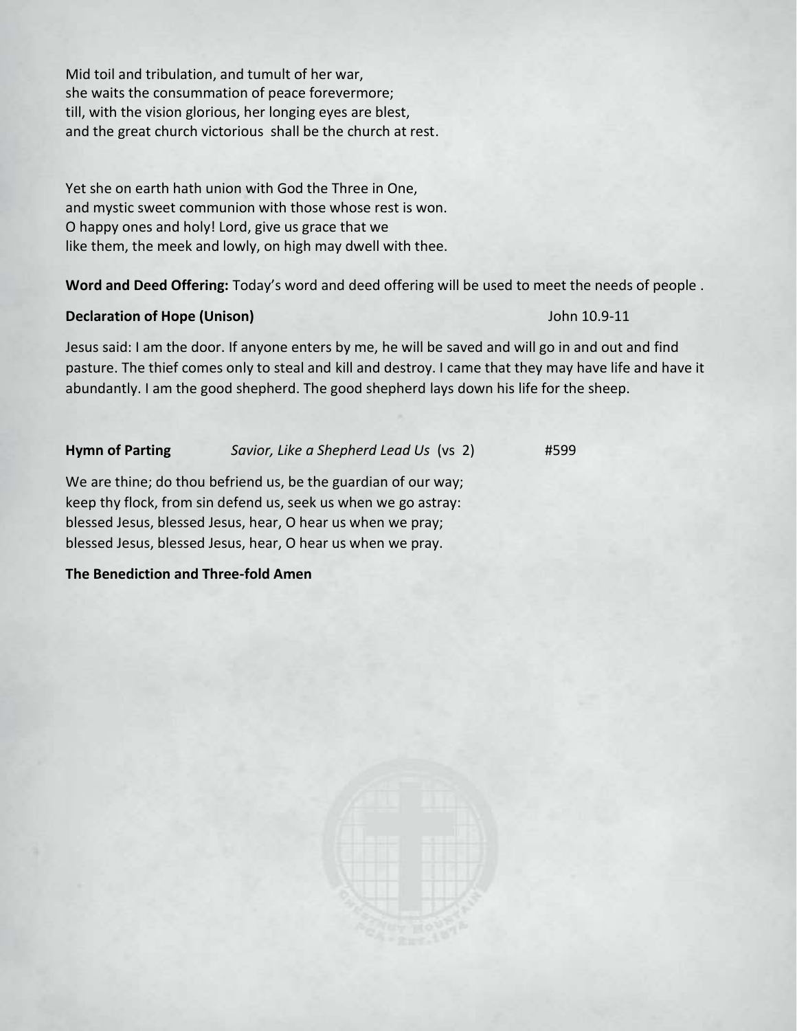Mid toil and tribulation, and tumult of her war,
she waits the consummation of peace forevermore;
till, with the vision glorious, her longing eyes are blest,
and the great church victorious shall be the church at rest.

Yet she on earth hath union with God the Three in One,
and mystic sweet communion with those whose rest is won.
O happy ones and holy! Lord, give us grace that we
like them, the meek and lowly, on high may dwell with thee.

**Word and Deed Offering:** Today's word and deed offering will be used to meet the needs of people .

**Declaration of Hope (Unison)** John 10.9-11

Jesus said: I am the door. If anyone enters by me, he will be saved and will go in and out and find pasture. The thief comes only to steal and kill and destroy. I came that they may have life and have it abundantly. I am the good shepherd. The good shepherd lays down his life for the sheep.

**Hymn of Parting** *Savior, Like a Shepherd Lead Us* (vs 2) #599

We are thine; do thou befriend us, be the guardian of our way;
keep thy flock, from sin defend us, seek us when we go astray:
blessed Jesus, blessed Jesus, hear, O hear us when we pray;
blessed Jesus, blessed Jesus, hear, O hear us when we pray.

**The Benediction and Three-fold Amen**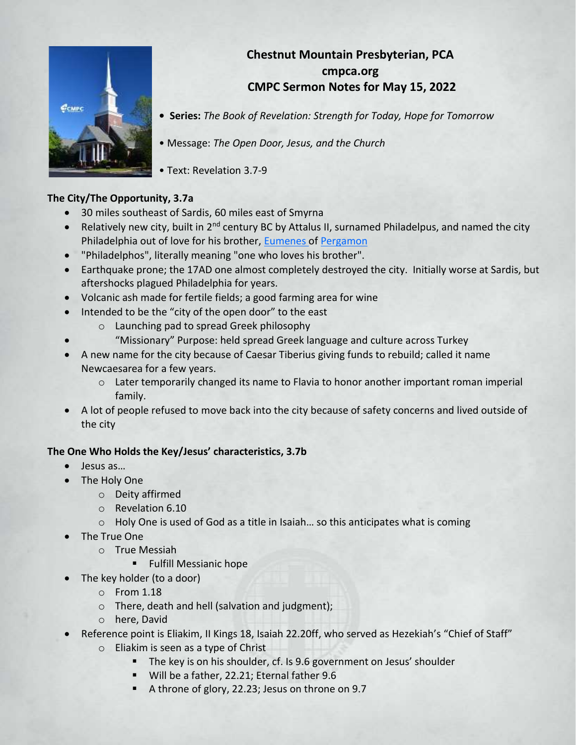# Chestnut Mountain Presbyterian, PCA
# cmpca.org
# CMPC Sermon Notes for May 15, 2022

- **Series:** *The Book of Revelation: Strength for Today, Hope for Tomorrow*
- Message: *The Open Door, Jesus, and the Church*
- Text: Revelation 3.7-9

### The City/The Opportunity, 3.7a

- 30 miles southeast of Sardis, 60 miles east of Smyrna
- Relatively new city, built in 2nd century BC by Attalus II, surnamed Philadelpus, and named the city Philadelphia out of love for his brother, Eumenes of Pergamon
- "Philadelphos", literally meaning "one who loves his brother".
- Earthquake prone; the 17AD one almost completely destroyed the city. Initially worse at Sardis, but aftershocks plagued Philadelphia for years.
- Volcanic ash made for fertile fields; a good farming area for wine
- Intended to be the "city of the open door" to the east
  - Launching pad to spread Greek philosophy
- "Missionary" Purpose: held spread Greek language and culture across Turkey
- A new name for the city because of Caesar Tiberius giving funds to rebuild; called it name Newcaesarea for a few years.
  - Later temporarily changed its name to Flavia to honor another important roman imperial family.
- A lot of people refused to move back into the city because of safety concerns and lived outside of the city

### The One Who Holds the Key/Jesus' characteristics, 3.7b

- Jesus as…
- The Holy One
  - Deity affirmed
  - Revelation 6.10
  - Holy One is used of God as a title in Isaiah… so this anticipates what is coming
- The True One
  - True Messiah
    - Fulfill Messianic hope
- The key holder (to a door)
  - From 1.18
  - There, death and hell (salvation and judgment);
  - here, David
- Reference point is Eliakim, II Kings 18, Isaiah 22.20ff, who served as Hezekiah's "Chief of Staff"
  - Eliakim is seen as a type of Christ
    - The key is on his shoulder, cf. Is 9.6 government on Jesus' shoulder
    - Will be a father, 22.21; Eternal father 9.6
    - A throne of glory, 22.23; Jesus on throne on 9.7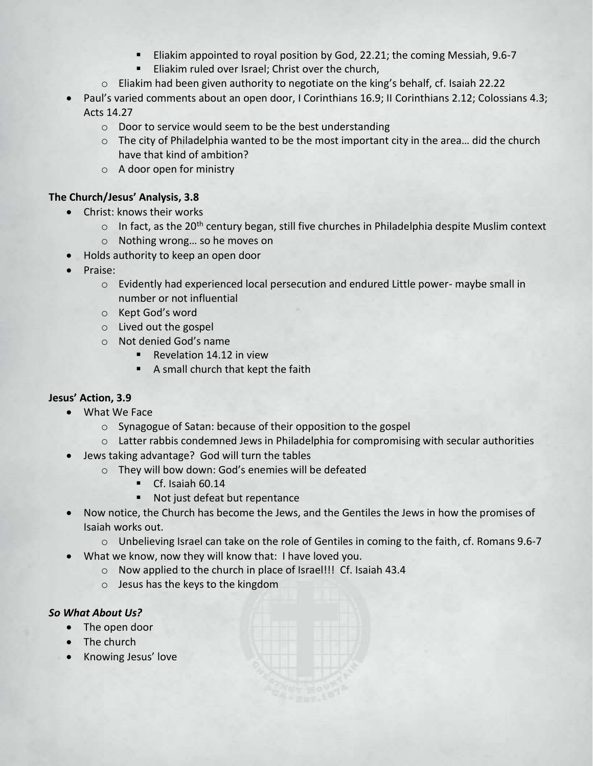- Eliakim appointed to royal position by God, 22.21; the coming Messiah, 9.6-7
    - Eliakim ruled over Israel; Christ over the church,
  - Eliakim had been given authority to negotiate on the king's behalf, cf. Isaiah 22.22
- Paul's varied comments about an open door, I Corinthians 16.9; II Corinthians 2.12; Colossians 4.3; Acts 14.27
  - Door to service would seem to be the best understanding
  - The city of Philadelphia wanted to be the most important city in the area… did the church have that kind of ambition?
  - A door open for ministry

**The Church/Jesus' Analysis, 3.8**

- Christ: knows their works
  - In fact, as the 20th century began, still five churches in Philadelphia despite Muslim context
  - Nothing wrong… so he moves on
- Holds authority to keep an open door
- Praise:
  - Evidently had experienced local persecution and endured Little power- maybe small in number or not influential
  - Kept God's word
  - Lived out the gospel
  - Not denied God's name
    - Revelation 14.12 in view
    - A small church that kept the faith

**Jesus' Action, 3.9**

- What We Face
  - Synagogue of Satan: because of their opposition to the gospel
  - Latter rabbis condemned Jews in Philadelphia for compromising with secular authorities
- Jews taking advantage? God will turn the tables
  - They will bow down: God's enemies will be defeated
    - Cf. Isaiah 60.14
    - Not just defeat but repentance
- Now notice, the Church has become the Jews, and the Gentiles the Jews in how the promises of Isaiah works out.
  - Unbelieving Israel can take on the role of Gentiles in coming to the faith, cf. Romans 9.6-7
- What we know, now they will know that: I have loved you.
  - Now applied to the church in place of Israel!!! Cf. Isaiah 43.4
  - Jesus has the keys to the kingdom

***So What About Us?***

- The open door
- The church
- Knowing Jesus' love